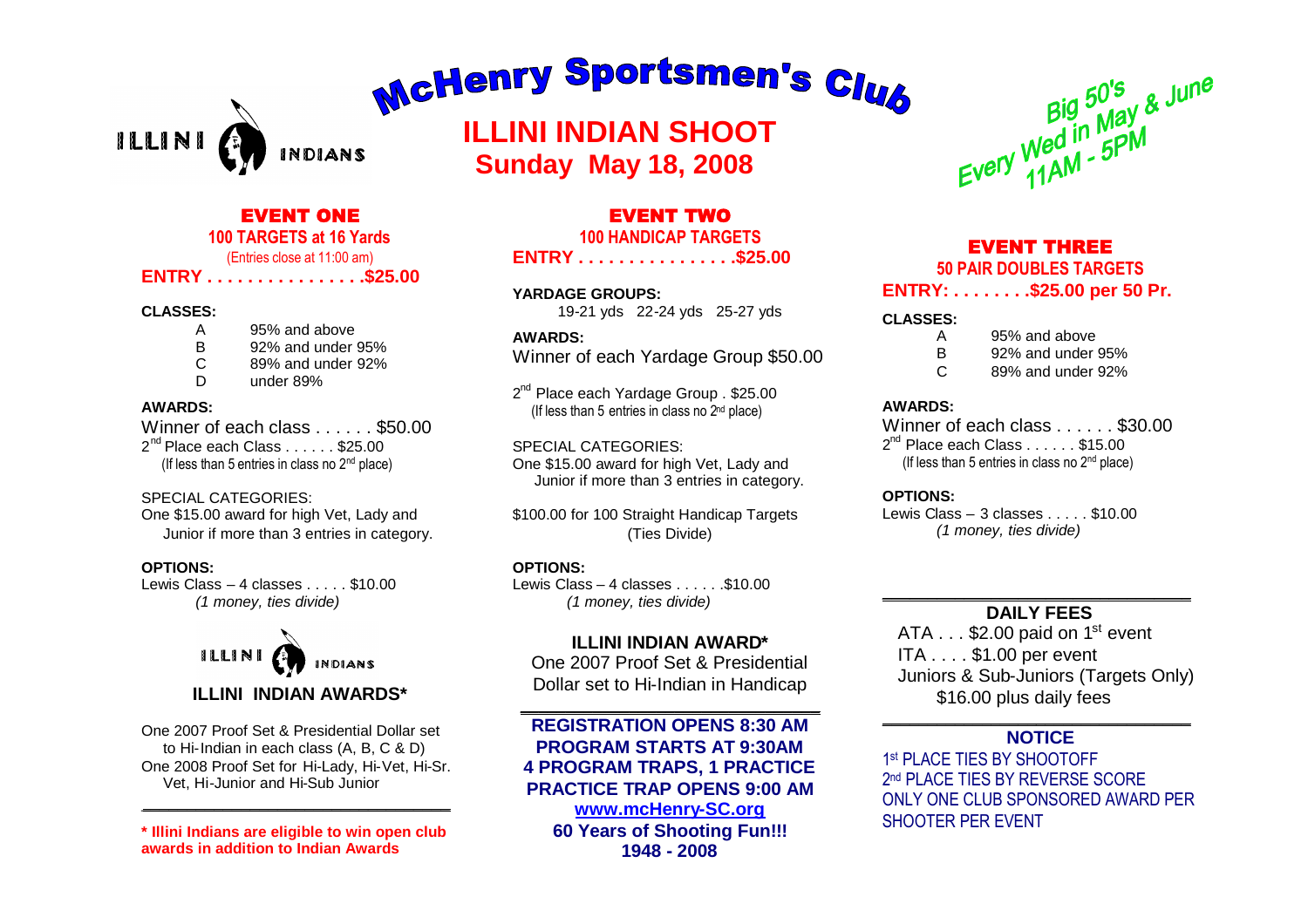# McHenry Sportsmen's Club

ILLINI INDIANS

## ILLINI INDIAN SHOOT
## Sunday May 18, 2008

Big 50's Every Wed in May & June 11AM - 5PM

## EVENT ONE

**100 TARGETS at 16 Yards**

(Entries close at 11:00 am)

**ENTRY . . . . . . . . . . . . . . . .$25.00**

**CLASSES:**

| | |
|---|---|
| A | 95% and above |
| B | 92% and under 95% |
| C | 89% and under 92% |
| D | under 89% |

**AWARDS:**

Winner of each class . . . . . . $50.00

2nd Place each Class . . . . . . $25.00
(If less than 5 entries in class no 2nd place)

SPECIAL CATEGORIES:
One $15.00 award for high Vet, Lady and Junior if more than 3 entries in category.

**OPTIONS:**

Lewis Class – 4 classes . . . . . $10.00
*(1 money, ties divide)*

ILLINI INDIANS

### ILLINI INDIAN AWARDS*

One 2007 Proof Set & Presidential Dollar set to Hi-Indian in each class (A, B, C & D)
One 2008 Proof Set for Hi-Lady, Hi-Vet, Hi-Sr. Vet, Hi-Junior and Hi-Sub Junior

**\* Illini Indians are eligible to win open club awards in addition to Indian Awards**

## EVENT TWO

**100 HANDICAP TARGETS**

**ENTRY . . . . . . . . . . . . . . . .$25.00**

**YARDAGE GROUPS:**
19-21 yds 22-24 yds 25-27 yds

**AWARDS:**

Winner of each Yardage Group $50.00

2nd Place each Yardage Group . $25.00
(If less than 5 entries in class no 2nd place)

SPECIAL CATEGORIES:
One $15.00 award for high Vet, Lady and Junior if more than 3 entries in category.

$100.00 for 100 Straight Handicap Targets (Ties Divide)

**OPTIONS:**

Lewis Class – 4 classes . . . . . .$10.00
*(1 money, ties divide)*

**ILLINI INDIAN AWARD***

One 2007 Proof Set & Presidential Dollar set to Hi-Indian in Handicap

**REGISTRATION OPENS 8:30 AM**
**PROGRAM STARTS AT 9:30AM**
**4 PROGRAM TRAPS, 1 PRACTICE**
**PRACTICE TRAP OPENS 9:00 AM**
**www.mcHenry-SC.org**
**60 Years of Shooting Fun!!!**
**1948 - 2008**

## EVENT THREE

**50 PAIR DOUBLES TARGETS**

**ENTRY: . . . . . . . .$25.00 per 50 Pr.**

**CLASSES:**

| | |
|---|---|
| A | 95% and above |
| B | 92% and under 95% |
| C | 89% and under 92% |

**AWARDS:**

Winner of each class . . . . . . $30.00

2nd Place each Class . . . . . . $15.00
(If less than 5 entries in class no 2nd place)

**OPTIONS:**

Lewis Class – 3 classes . . . . . $10.00
*(1 money, ties divide)*

### DAILY FEES

ATA . . . $2.00 paid on 1st event
ITA . . . . $1.00 per event
Juniors & Sub-Juniors (Targets Only) $16.00 plus daily fees

### NOTICE

1st PLACE TIES BY SHOOTOFF
2nd PLACE TIES BY REVERSE SCORE
ONLY ONE CLUB SPONSORED AWARD PER SHOOTER PER EVENT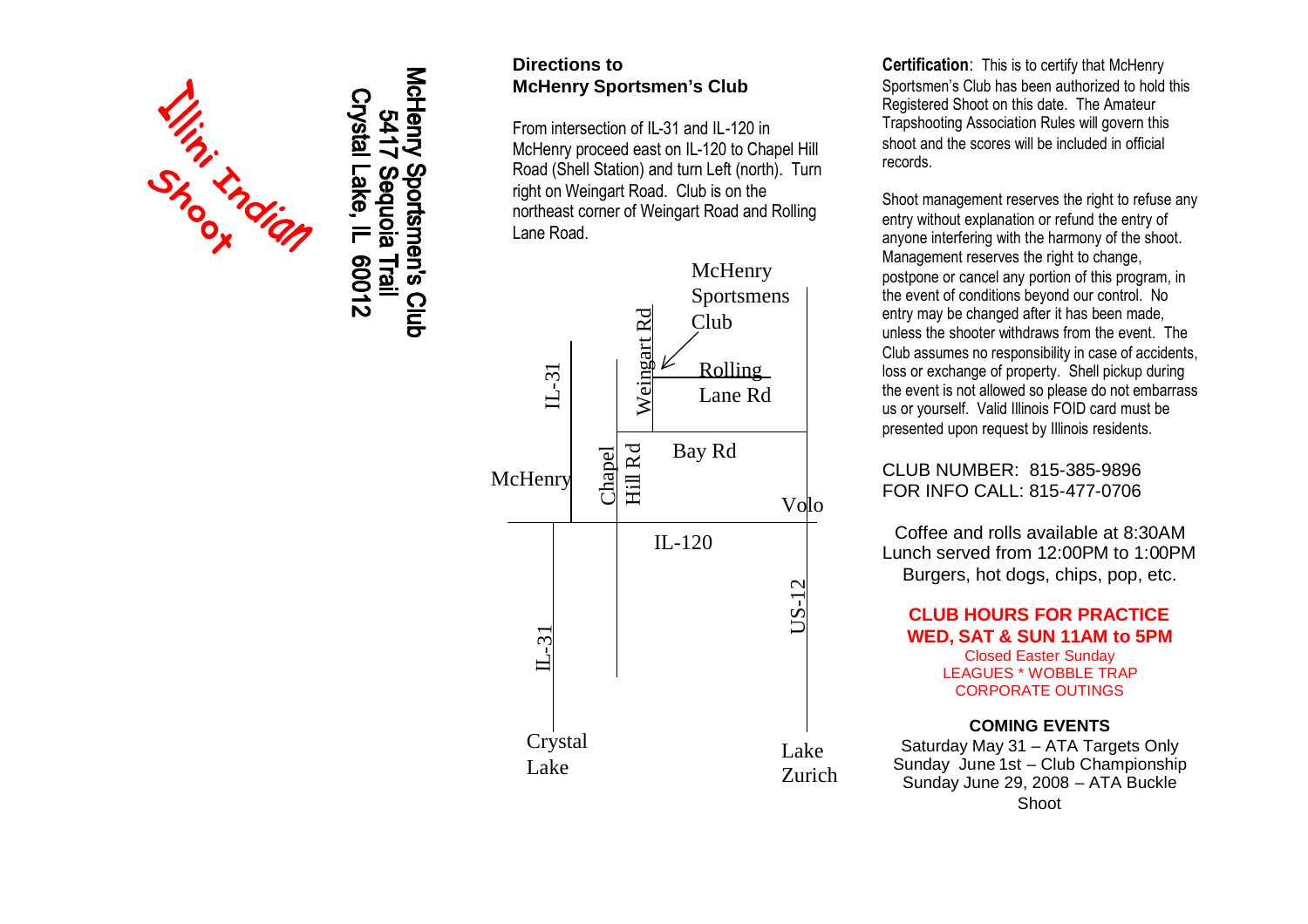Illini Indian Shoot

**McHenry Sportsmen's Club**
**5417 Sequoia Trail**
**Crystal Lake, IL 60012**

**Directions to**
**McHenry Sportsmen's Club**

From intersection of IL-31 and IL-120 in McHenry proceed east on IL-120 to Chapel Hill Road (Shell Station) and turn Left (north). Turn right on Weingart Road. Club is on the northeast corner of Weingart Road and Rolling Lane Road.

McHenry Sportsmens Club

Weingart Rd

Rolling Lane Rd

IL-31

Bay Rd

McHenry

Chapel Hill Rd

Volo

IL-120

US-12

IL-31

Crystal Lake

Lake Zurich

**Certification**: This is to certify that McHenry Sportsmen's Club has been authorized to hold this Registered Shoot on this date. The Amateur Trapshooting Association Rules will govern this shoot and the scores will be included in official records.

Shoot management reserves the right to refuse any entry without explanation or refund the entry of anyone interfering with the harmony of the shoot. Management reserves the right to change, postpone or cancel any portion of this program, in the event of conditions beyond our control. No entry may be changed after it has been made, unless the shooter withdraws from the event. The Club assumes no responsibility in case of accidents, loss or exchange of property. Shell pickup during the event is not allowed so please do not embarrass us or yourself. Valid Illinois FOID card must be presented upon request by Illinois residents.

CLUB NUMBER: 815-385-9896
FOR INFO CALL: 815-477-0706

Coffee and rolls available at 8:30AM
Lunch served from 12:00PM to 1:00PM
Burgers, hot dogs, chips, pop, etc.

**CLUB HOURS FOR PRACTICE**
**WED, SAT & SUN 11AM to 5PM**
Closed Easter Sunday
LEAGUES * WOBBLE TRAP
CORPORATE OUTINGS

**COMING EVENTS**
Saturday May 31 – ATA Targets Only
Sunday June 1st – Club Championship
Sunday June 29, 2008 – ATA Buckle Shoot